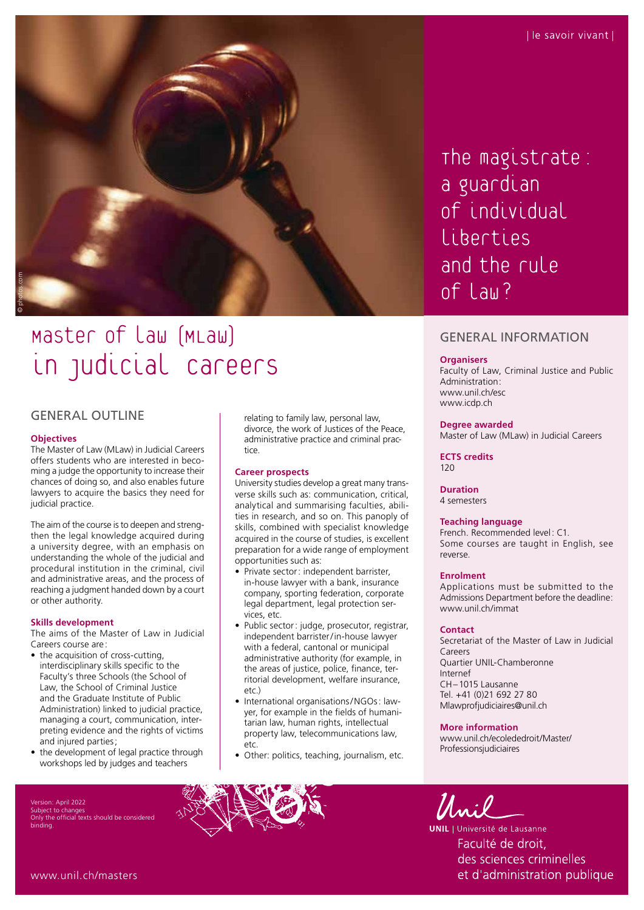| le savoir vivant |

The magistrate: a guardian of individual liberties and the rule of law?

# Master of Law (MLaw) in Judicial Careers

## GENERAL OUTLINE

### Objectives

The Master of Law (MLaw) in Judicial Careers offers students who are interested in becoming a judge the opportunity to increase their chances of doing so, and also enables future lawyers to acquire the basics they need for judicial practice.

The aim of the course is to deepen and strengthen the legal knowledge acquired during a university degree, with an emphasis on understanding the whole of the judicial and procedural institution in the criminal, civil and administrative areas, and the process of reaching a judgment handed down by a court or other authority.

### Skills development

The aims of the Master of Law in Judicial Careers course are:

- the acquisition of cross-cutting, interdisciplinary skills specific to the Faculty's three Schools (the School of Law, the School of Criminal Justice and the Graduate Institute of Public Administration) linked to judicial practice, managing a court, communication, interpreting evidence and the rights of victims and injured parties;
- the development of legal practice through workshops led by judges and teachers relating to family law, personal law, divorce, the work of Justices of the Peace, administrative practice and criminal practice.

### Career prospects

University studies develop a great many transverse skills such as: communication, critical, analytical and summarising faculties, abilities in research, and so on. This panoply of skills, combined with specialist knowledge acquired in the course of studies, is excellent preparation for a wide range of employment opportunities such as:

- Private sector: independent barrister, in-house lawyer with a bank, insurance company, sporting federation, corporate legal department, legal protection services, etc.
- Public sector: judge, prosecutor, registrar, independent barrister/in-house lawyer with a federal, cantonal or municipal administrative authority (for example, in the areas of justice, police, finance, territorial development, welfare insurance, etc.)
- International organisations/NGOs: lawyer, for example in the fields of humanitarian law, human rights, intellectual property law, telecommunications law, etc.
- Other: politics, teaching, journalism, etc.

## GENERAL INFORMATION

**Organisers**
Faculty of Law, Criminal Justice and Public Administration:
www.unil.ch/esc
www.icdp.ch

**Degree awarded**
Master of Law (MLaw) in Judicial Careers

**ECTS credits**
120

**Duration**
4 semesters

**Teaching language**
French. Recommended level: C1.
Some courses are taught in English, see reverse.

**Enrolment**
Applications must be submitted to the Admissions Department before the deadline:
www.unil.ch/immat

**Contact**
Secretariat of the Master of Law in Judicial Careers
Quartier UNIL-Chamberonne
Internef
CH–1015 Lausanne
Tel. +41 (0)21 692 27 80
Mlawprofjudiciaires@unil.ch

**More information**
www.unil.ch/ecolededroit/Master/Professionsjudiciaires

Version: April 2022
Subject to changes
Only the official texts should be considered binding.

www.unil.ch/masters

UNIL | Université de Lausanne
Faculté de droit, des sciences criminelles et d'administration publique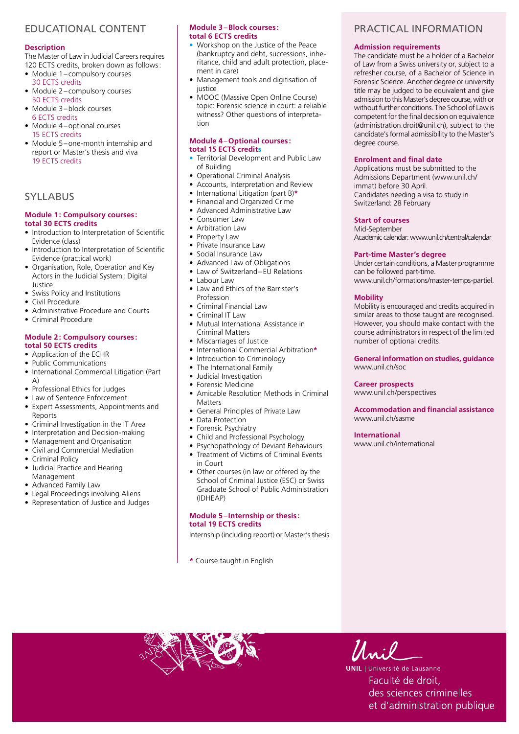## EDUCATIONAL CONTENT

### Description

The Master of Law in Judicial Careers requires 120 ECTS credits, broken down as follows:

- Module 1 – compulsory courses
  30 ECTS credits
- Module 2 – compulsory courses
  50 ECTS credits
- Module 3 – block courses
  6 ECTS credits
- Module 4 – optional courses
  15 ECTS credits
- Module 5 – one-month internship and report or Master's thesis and viva
  19 ECTS credits

## SYLLABUS

### Module 1: Compulsory courses: total 30 ECTS credits

- Introduction to Interpretation of Scientific Evidence (class)
- Introduction to Interpretation of Scientific Evidence (practical work)
- Organisation, Role, Operation and Key Actors in the Judicial System; Digital Justice
- Swiss Policy and Institutions
- Civil Procedure
- Administrative Procedure and Courts
- Criminal Procedure

### Module 2: Compulsory courses: total 50 ECTS credits

- Application of the ECHR
- Public Communications
- International Commercial Litigation (Part A)
- Professional Ethics for Judges
- Law of Sentence Enforcement
- Expert Assessments, Appointments and Reports
- Criminal Investigation in the IT Area
- Interpretation and Decision-making
- Management and Organisation
- Civil and Commercial Mediation
- Criminal Policy
- Judicial Practice and Hearing Management
- Advanced Family Law
- Legal Proceedings involving Aliens
- Representation of Justice and Judges

### Module 3 – Block courses: total 6 ECTS credits

- Workshop on the Justice of the Peace (bankruptcy and debt, successions, inheritance, child and adult protection, placement in care)
- Management tools and digitisation of justice
- MOOC (Massive Open Online Course) topic: Forensic science in court: a reliable witness? Other questions of interpretation

### Module 4 – Optional courses: total 15 ECTS credits

- Territorial Development and Public Law of Building
- Operational Criminal Analysis
- Accounts, Interpretation and Review
- International Litigation (part B)*
- Financial and Organized Crime
- Advanced Administrative Law
- Consumer Law
- Arbitration Law
- Property Law
- Private Insurance Law
- Social Insurance Law
- Advanced Law of Obligations
- Law of Switzerland – EU Relations
- Labour Law
- Law and Ethics of the Barrister's Profession
- Criminal Financial Law
- Criminal IT Law
- Mutual International Assistance in Criminal Matters
- Miscarriages of Justice
- International Commercial Arbitration*
- Introduction to Criminology
- The International Family
- Judicial Investigation
- Forensic Medicine
- Amicable Resolution Methods in Criminal Matters
- General Principles of Private Law
- Data Protection
- Forensic Psychiatry
- Child and Professional Psychology
- Psychopathology of Deviant Behaviours
- Treatment of Victims of Criminal Events in Court
- Other courses (in law or offered by the School of Criminal Justice (ESC) or Swiss Graduate School of Public Administration (IDHEAP)

### Module 5 – Internship or thesis: total 19 ECTS credits

Internship (including report) or Master's thesis

\* Course taught in English

## PRACTICAL INFORMATION

### Admission requirements

The candidate must be a holder of a Bachelor of Law from a Swiss university or, subject to a refresher course, of a Bachelor of Science in Forensic Science. Another degree or university title may be judged to be equivalent and give admission to this Master's degree course, with or without further conditions. The School of Law is competent for the final decision on equivalence (administration.droit@unil.ch), subject to the candidate's formal admissibility to the Master's degree course.

### Enrolment and final date

Applications must be submitted to the Admissions Department (www.unil.ch/immat) before 30 April.
Candidates needing a visa to study in Switzerland: 28 February

### Start of courses

Mid-September
Academic calendar: www.unil.ch/central/calendar

### Part-time Master's degree

Under certain conditions, a Master programme can be followed part-time.
www.unil.ch/formations/master-temps-partiel.

### Mobility

Mobility is encouraged and credits acquired in similar areas to those taught are recognised. However, you should make contact with the course administrators in respect of the limited number of optional credits.

### General information on studies, guidance

www.unil.ch/soc

### Career prospects

www.unil.ch/perspectives

### Accommodation and financial assistance

www.unil.ch/sasme

### International

www.unil.ch/international

Unil

UNIL | Université de Lausanne
Faculté de droit,
des sciences criminelles
et d'administration publique